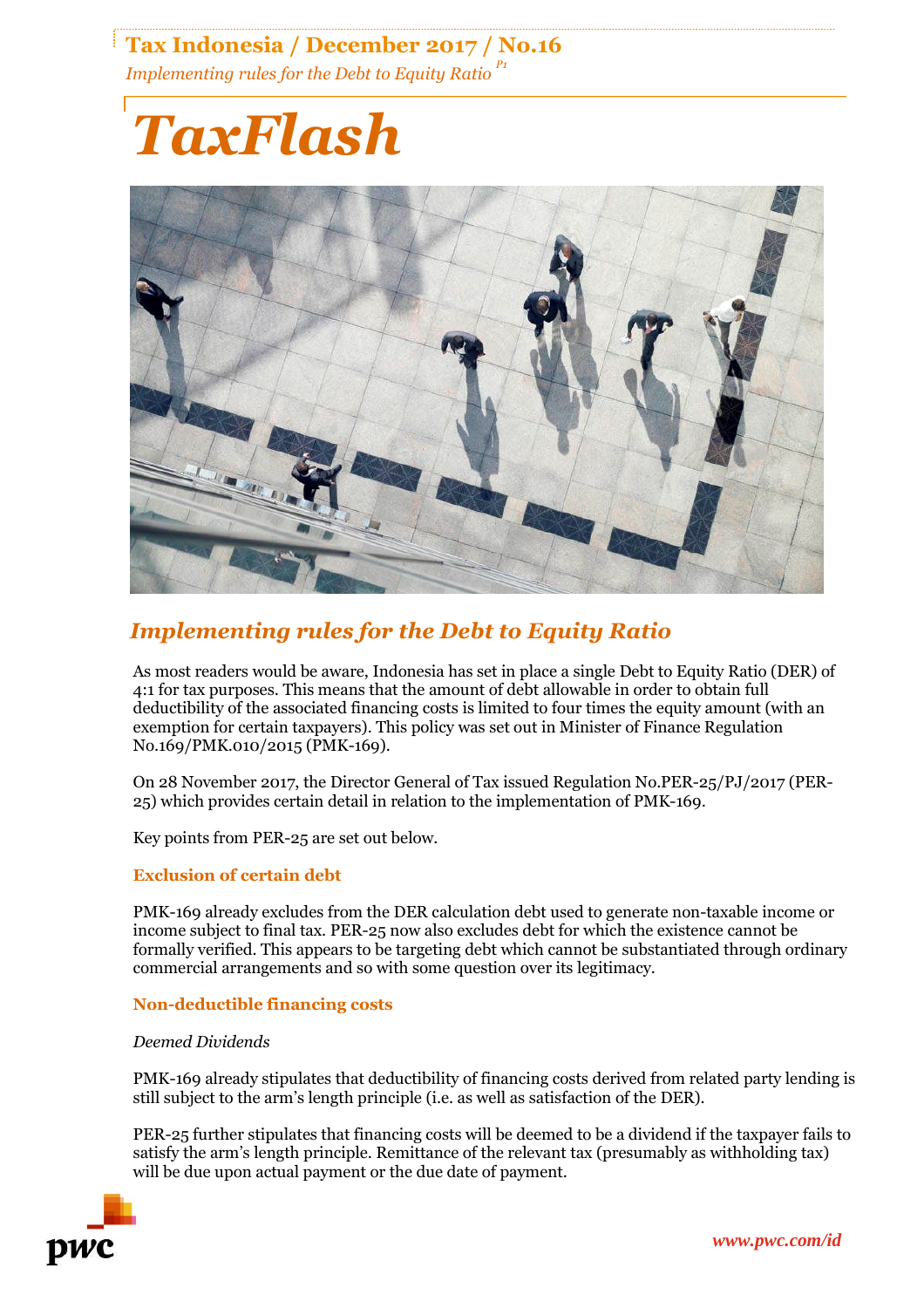# TaxFlash

## Implementing rules for the Debt to Equity Ratio

As most readers would be aware, Indonesia has set in place a single Debt to Equity Ratio (DER) of 4:1 for tax purposes. This means that the amount of debt allowable in order to obtain full deductibility of the associated financing costs is limited to four times the equity amount (with an exemption for certain taxpayers). This policy was set out in Minister of Finance Regulation No.169/PMK.010/2015 (PMK-169).

On 28 November 2017, the Director General of Tax issued Regulation No.PER-25/PJ/2017 (PER-25) which provides certain detail in relation to the implementation of PMK-169.

Key points from PER-25 are set out below.

### Exclusion of certain debt

PMK-169 already excludes from the DER calculation debt used to generate non-taxable income or income subject to final tax. PER-25 now also excludes debt for which the existence cannot be formally verified. This appears to be targeting debt which cannot be substantiated through ordinary commercial arrangements and so with some question over its legitimacy.

### Non-deductible financing costs

*Deemed Dividends*

PMK-169 already stipulates that deductibility of financing costs derived from related party lending is still subject to the arm's length principle (i.e. as well as satisfaction of the DER).

PER-25 further stipulates that financing costs will be deemed to be a dividend if the taxpayer fails to satisfy the arm's length principle. Remittance of the relevant tax (presumably as withholding tax) will be due upon actual payment or the due date of payment.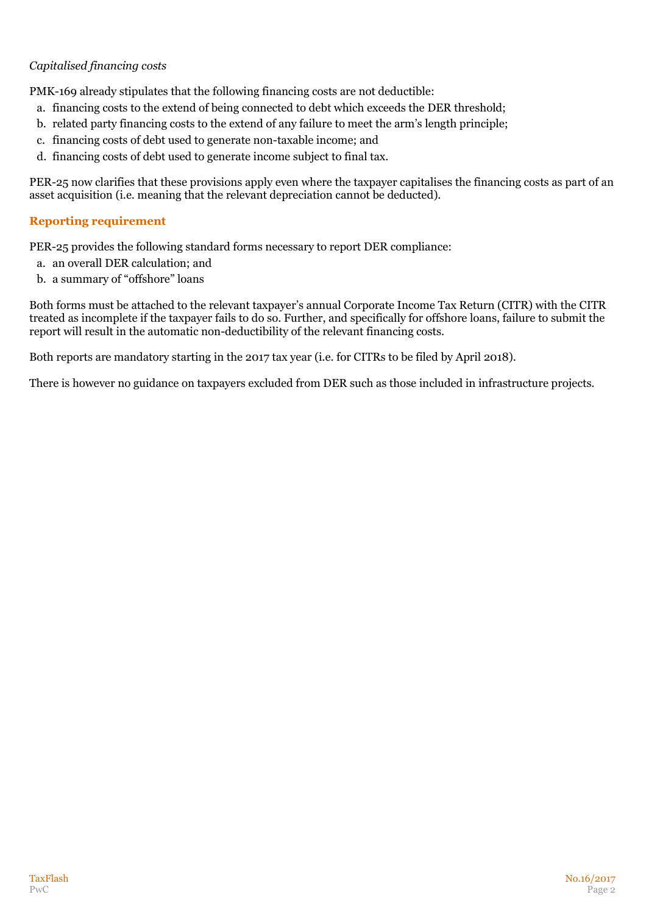*Capitalised financing costs*

PMK-169 already stipulates that the following financing costs are not deductible:

a. financing costs to the extend of being connected to debt which exceeds the DER threshold;
b. related party financing costs to the extend of any failure to meet the arm's length principle;
c. financing costs of debt used to generate non-taxable income; and
d. financing costs of debt used to generate income subject to final tax.

PER-25 now clarifies that these provisions apply even where the taxpayer capitalises the financing costs as part of an asset acquisition (i.e. meaning that the relevant depreciation cannot be deducted).

## Reporting requirement

PER-25 provides the following standard forms necessary to report DER compliance:

a. an overall DER calculation; and
b. a summary of "offshore" loans

Both forms must be attached to the relevant taxpayer's annual Corporate Income Tax Return (CITR) with the CITR treated as incomplete if the taxpayer fails to do so. Further, and specifically for offshore loans, failure to submit the report will result in the automatic non-deductibility of the relevant financing costs.

Both reports are mandatory starting in the 2017 tax year (i.e. for CITRs to be filed by April 2018).

There is however no guidance on taxpayers excluded from DER such as those included in infrastructure projects.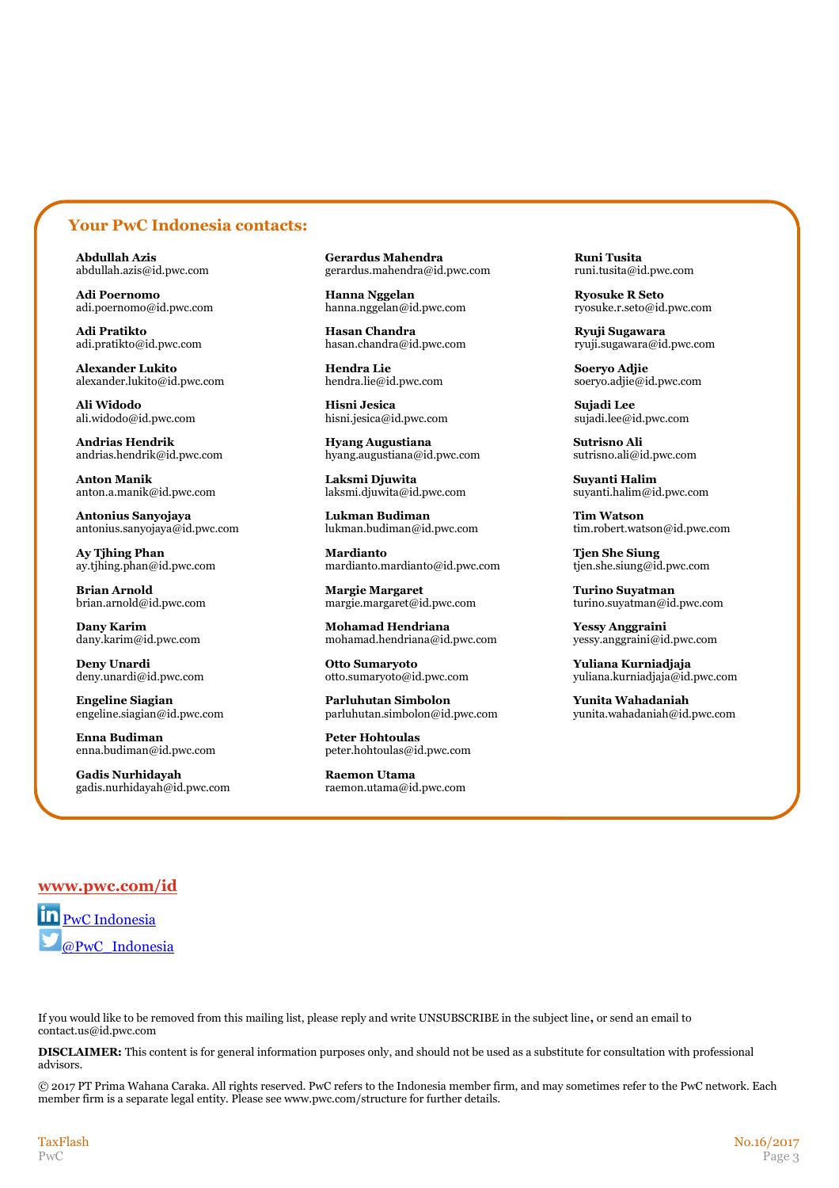## Your PwC Indonesia contacts:

**Abdullah Azis**
abdullah.azis@id.pwc.com

**Adi Poernomo**
adi.poernomo@id.pwc.com

**Adi Pratikto**
adi.pratikto@id.pwc.com

**Alexander Lukito**
alexander.lukito@id.pwc.com

**Ali Widodo**
ali.widodo@id.pwc.com

**Andrias Hendrik**
andrias.hendrik@id.pwc.com

**Anton Manik**
anton.a.manik@id.pwc.com

**Antonius Sanyojaya**
antonius.sanyojaya@id.pwc.com

**Ay Tjhing Phan**
ay.tjhing.phan@id.pwc.com

**Brian Arnold**
brian.arnold@id.pwc.com

**Dany Karim**
dany.karim@id.pwc.com

**Deny Unardi**
deny.unardi@id.pwc.com

**Engeline Siagian**
engeline.siagian@id.pwc.com

**Enna Budiman**
enna.budiman@id.pwc.com

**Gadis Nurhidayah**
gadis.nurhidayah@id.pwc.com

**Gerardus Mahendra**
gerardus.mahendra@id.pwc.com

**Hanna Nggelan**
hanna.nggelan@id.pwc.com

**Hasan Chandra**
hasan.chandra@id.pwc.com

**Hendra Lie**
hendra.lie@id.pwc.com

**Hisni Jesica**
hisni.jesica@id.pwc.com

**Hyang Augustiana**
hyang.augustiana@id.pwc.com

**Laksmi Djuwita**
laksmi.djuwita@id.pwc.com

**Lukman Budiman**
lukman.budiman@id.pwc.com

**Mardianto**
mardianto.mardianto@id.pwc.com

**Margie Margaret**
margie.margaret@id.pwc.com

**Mohamad Hendriana**
mohamad.hendriana@id.pwc.com

**Otto Sumaryoto**
otto.sumaryoto@id.pwc.com

**Parluhutan Simbolon**
parluhutan.simbolon@id.pwc.com

**Peter Hohtoulas**
peter.hohtoulas@id.pwc.com

**Raemon Utama**
raemon.utama@id.pwc.com

**Runi Tusita**
runi.tusita@id.pwc.com

**Ryosuke R Seto**
ryosuke.r.seto@id.pwc.com

**Ryuji Sugawara**
ryuji.sugawara@id.pwc.com

**Soeryo Adjie**
soeryo.adjie@id.pwc.com

**Sujadi Lee**
sujadi.lee@id.pwc.com

**Sutrisno Ali**
sutrisno.ali@id.pwc.com

**Suyanti Halim**
suyanti.halim@id.pwc.com

**Tim Watson**
tim.robert.watson@id.pwc.com

**Tjen She Siung**
tjen.she.siung@id.pwc.com

**Turino Suyatman**
turino.suyatman@id.pwc.com

**Yessy Anggraini**
yessy.anggraini@id.pwc.com

**Yuliana Kurniadjaja**
yuliana.kurniadjaja@id.pwc.com

**Yunita Wahadaniah**
yunita.wahadaniah@id.pwc.com

**www.pwc.com/id**

PwC Indonesia

@PwC_Indonesia

If you would like to be removed from this mailing list, please reply and write UNSUBSCRIBE in the subject line, or send an email to contact.us@id.pwc.com

**DISCLAIMER:** This content is for general information purposes only, and should not be used as a substitute for consultation with professional advisors.

© 2017 PT Prima Wahana Caraka. All rights reserved. PwC refers to the Indonesia member firm, and may sometimes refer to the PwC network. Each member firm is a separate legal entity. Please see www.pwc.com/structure for further details.